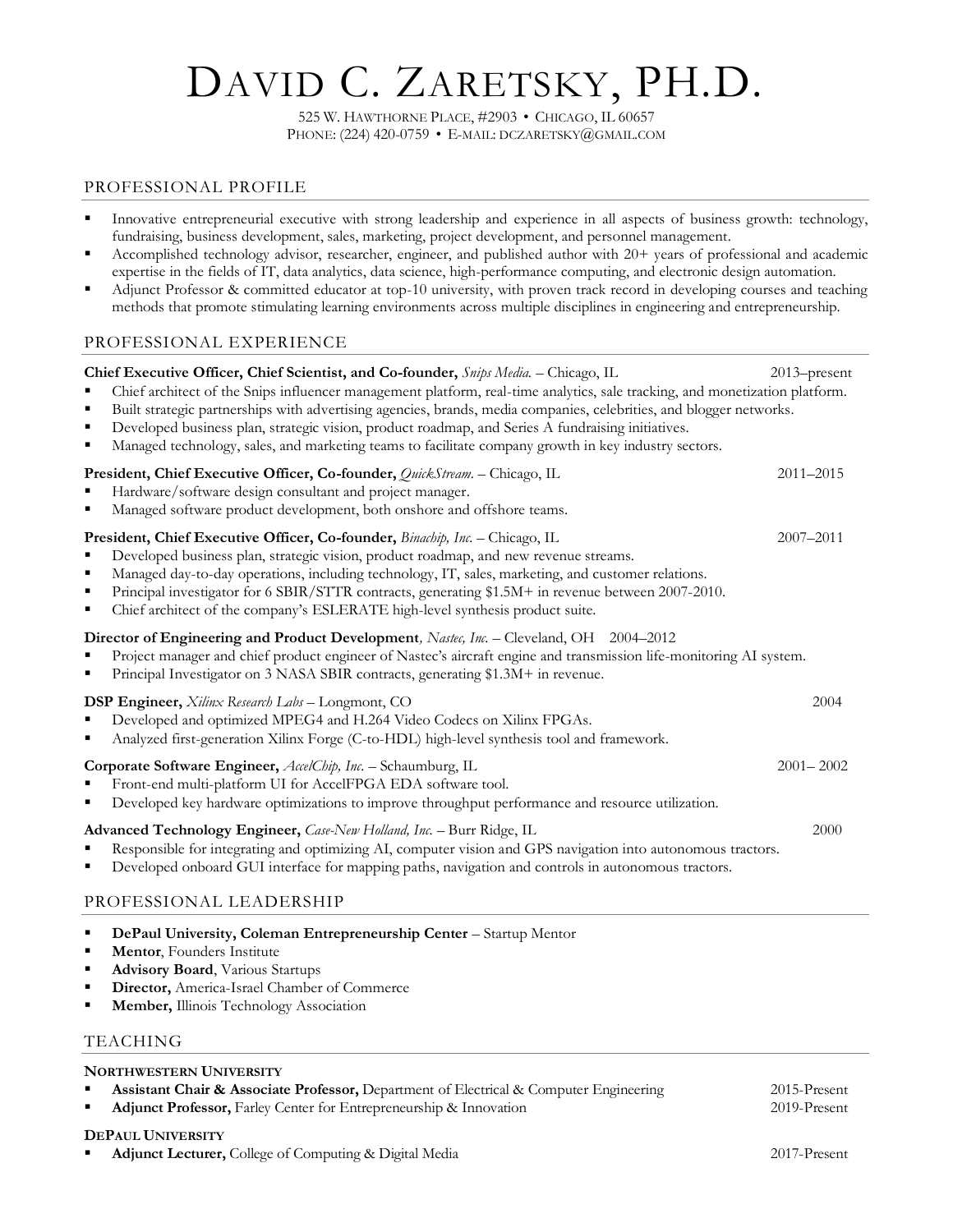# DAVID C. ZARETSKY, PH.D.

525 W. HAWTHORNE PLACE, #2903 • CHICAGO, IL 60657
PHONE: (224) 420-0759 • E-MAIL: DCZARETSKY@GMAIL.COM

## PROFESSIONAL PROFILE

- Innovative entrepreneurial executive with strong leadership and experience in all aspects of business growth: technology, fundraising, business development, sales, marketing, project development, and personnel management.
- Accomplished technology advisor, researcher, engineer, and published author with 20+ years of professional and academic expertise in the fields of IT, data analytics, data science, high-performance computing, and electronic design automation.
- Adjunct Professor & committed educator at top-10 university, with proven track record in developing courses and teaching methods that promote stimulating learning environments across multiple disciplines in engineering and entrepreneurship.

## PROFESSIONAL EXPERIENCE

**Chief Executive Officer, Chief Scientist, and Co-founder,** *Snips Media.* – Chicago, IL — 2013–present

- Chief architect of the Snips influencer management platform, real-time analytics, sale tracking, and monetization platform.
- Built strategic partnerships with advertising agencies, brands, media companies, celebrities, and blogger networks.
- Developed business plan, strategic vision, product roadmap, and Series A fundraising initiatives.
- Managed technology, sales, and marketing teams to facilitate company growth in key industry sectors.

**President, Chief Executive Officer, Co-founder,** *QuickStream.* – Chicago, IL — 2011–2015

- Hardware/software design consultant and project manager.
- Managed software product development, both onshore and offshore teams.

**President, Chief Executive Officer, Co-founder,** *Binachip, Inc.* – Chicago, IL — 2007–2011

- Developed business plan, strategic vision, product roadmap, and new revenue streams.
- Managed day-to-day operations, including technology, IT, sales, marketing, and customer relations.
- Principal investigator for 6 SBIR/STTR contracts, generating $1.5M+ in revenue between 2007-2010.
- Chief architect of the company's ESLERATE high-level synthesis product suite.

**Director of Engineering and Product Development***, Nastec, Inc.* – Cleveland, OH — 2004–2012

- Project manager and chief product engineer of Nastec's aircraft engine and transmission life-monitoring AI system.
- Principal Investigator on 3 NASA SBIR contracts, generating $1.3M+ in revenue.

**DSP Engineer,** *Xilinx Research Labs* – Longmont, CO — 2004

- Developed and optimized MPEG4 and H.264 Video Codecs on Xilinx FPGAs.
- Analyzed first-generation Xilinx Forge (C-to-HDL) high-level synthesis tool and framework.

**Corporate Software Engineer,** *AccelChip, Inc.* – Schaumburg, IL — 2001– 2002

- Front-end multi-platform UI for AccelFPGA EDA software tool.
- Developed key hardware optimizations to improve throughput performance and resource utilization.

**Advanced Technology Engineer,** *Case-New Holland, Inc.* – Burr Ridge, IL — 2000

- Responsible for integrating and optimizing AI, computer vision and GPS navigation into autonomous tractors.
- Developed onboard GUI interface for mapping paths, navigation and controls in autonomous tractors.

## PROFESSIONAL LEADERSHIP

- **DePaul University, Coleman Entrepreneurship Center** – Startup Mentor
- **Mentor**, Founders Institute
- **Advisory Board**, Various Startups
- **Director,** America-Israel Chamber of Commerce
- **Member,** Illinois Technology Association

## TEACHING

**NORTHWESTERN UNIVERSITY**

- **Assistant Chair & Associate Professor,** Department of Electrical & Computer Engineering — 2015-Present
- **Adjunct Professor,** Farley Center for Entrepreneurship & Innovation — 2019-Present

**DEPAUL UNIVERSITY**

- **Adjunct Lecturer,** College of Computing & Digital Media — 2017-Present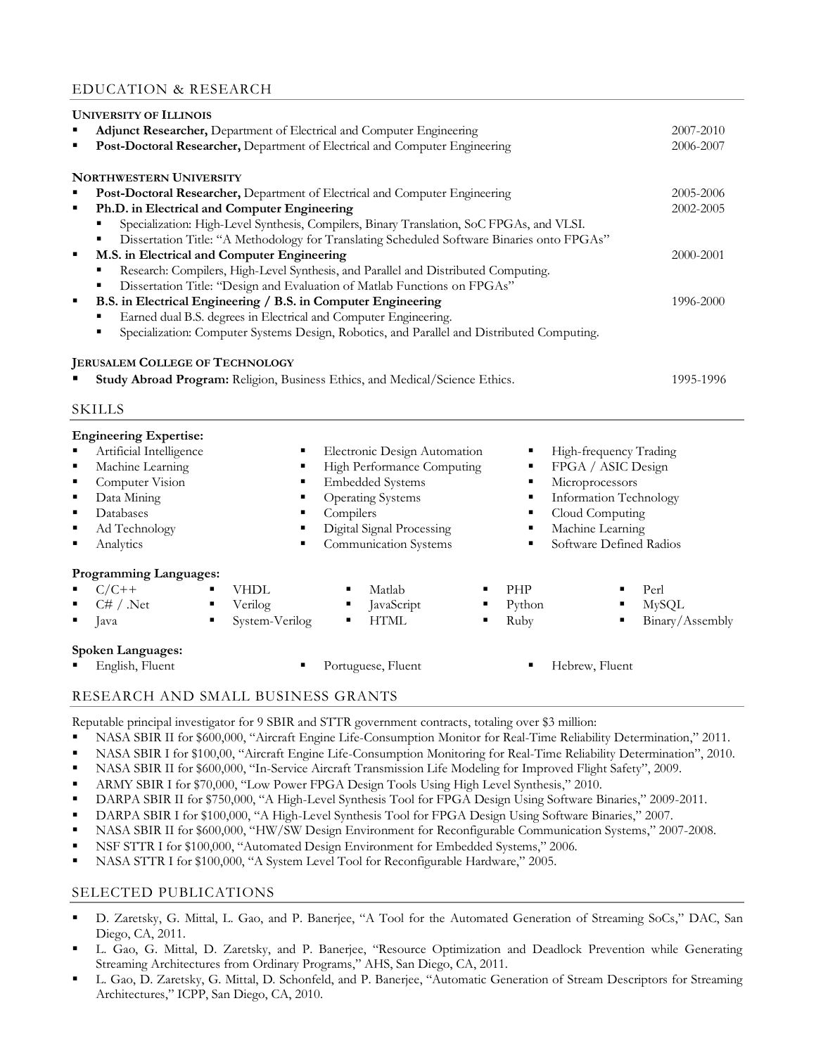## EDUCATION & RESEARCH

**UNIVERSITY OF ILLINOIS**

- **Adjunct Researcher,** Department of Electrical and Computer Engineering — 2007-2010
- **Post-Doctoral Researcher,** Department of Electrical and Computer Engineering — 2006-2007

**NORTHWESTERN UNIVERSITY**

- **Post-Doctoral Researcher,** Department of Electrical and Computer Engineering — 2005-2006
- **Ph.D. in Electrical and Computer Engineering** — 2002-2005
  - Specialization: High-Level Synthesis, Compilers, Binary Translation, SoC FPGAs, and VLSI.
  - Dissertation Title: "A Methodology for Translating Scheduled Software Binaries onto FPGAs"
- **M.S. in Electrical and Computer Engineering** — 2000-2001
  - Research: Compilers, High-Level Synthesis, and Parallel and Distributed Computing.
  - Dissertation Title: "Design and Evaluation of Matlab Functions on FPGAs"
- **B.S. in Electrical Engineering / B.S. in Computer Engineering** — 1996-2000
  - Earned dual B.S. degrees in Electrical and Computer Engineering.
  - Specialization: Computer Systems Design, Robotics, and Parallel and Distributed Computing.

**JERUSALEM COLLEGE OF TECHNOLOGY**

- **Study Abroad Program:** Religion, Business Ethics, and Medical/Science Ethics. — 1995-1996

## SKILLS

**Engineering Expertise:**

- Artificial Intelligence
- Machine Learning
- Computer Vision
- Data Mining
- Databases
- Ad Technology
- Analytics
- Electronic Design Automation
- High Performance Computing
- Embedded Systems
- Operating Systems
- Compilers
- Digital Signal Processing
- Communication Systems
- High-frequency Trading
- FPGA / ASIC Design
- Microprocessors
- Information Technology
- Cloud Computing
- Machine Learning
- Software Defined Radios

**Programming Languages:**

- C/C++
- C# / .Net
- Java
- VHDL
- Verilog
- System-Verilog
- Matlab
- JavaScript
- HTML
- PHP
- Python
- Ruby
- Perl
- MySQL
- Binary/Assembly

**Spoken Languages:**

- English, Fluent
- Portuguese, Fluent
- Hebrew, Fluent

## RESEARCH AND SMALL BUSINESS GRANTS

Reputable principal investigator for 9 SBIR and STTR government contracts, totaling over $3 million:

- NASA SBIR II for $600,000, "Aircraft Engine Life-Consumption Monitor for Real-Time Reliability Determination," 2011.
- NASA SBIR I for $100,00, "Aircraft Engine Life-Consumption Monitoring for Real-Time Reliability Determination", 2010.
- NASA SBIR II for $600,000, "In-Service Aircraft Transmission Life Modeling for Improved Flight Safety", 2009.
- ARMY SBIR I for $70,000, "Low Power FPGA Design Tools Using High Level Synthesis," 2010.
- DARPA SBIR II for $750,000, "A High-Level Synthesis Tool for FPGA Design Using Software Binaries," 2009-2011.
- DARPA SBIR I for $100,000, "A High-Level Synthesis Tool for FPGA Design Using Software Binaries," 2007.
- NASA SBIR II for $600,000, "HW/SW Design Environment for Reconfigurable Communication Systems," 2007-2008.
- NSF STTR I for $100,000, "Automated Design Environment for Embedded Systems," 2006.
- NASA STTR I for $100,000, "A System Level Tool for Reconfigurable Hardware," 2005.

## SELECTED PUBLICATIONS

- D. Zaretsky, G. Mittal, L. Gao, and P. Banerjee, "A Tool for the Automated Generation of Streaming SoCs," DAC, San Diego, CA, 2011.
- L. Gao, G. Mittal, D. Zaretsky, and P. Banerjee, "Resource Optimization and Deadlock Prevention while Generating Streaming Architectures from Ordinary Programs," AHS, San Diego, CA, 2011.
- L. Gao, D. Zaretsky, G. Mittal, D. Schonfeld, and P. Banerjee, "Automatic Generation of Stream Descriptors for Streaming Architectures," ICPP, San Diego, CA, 2010.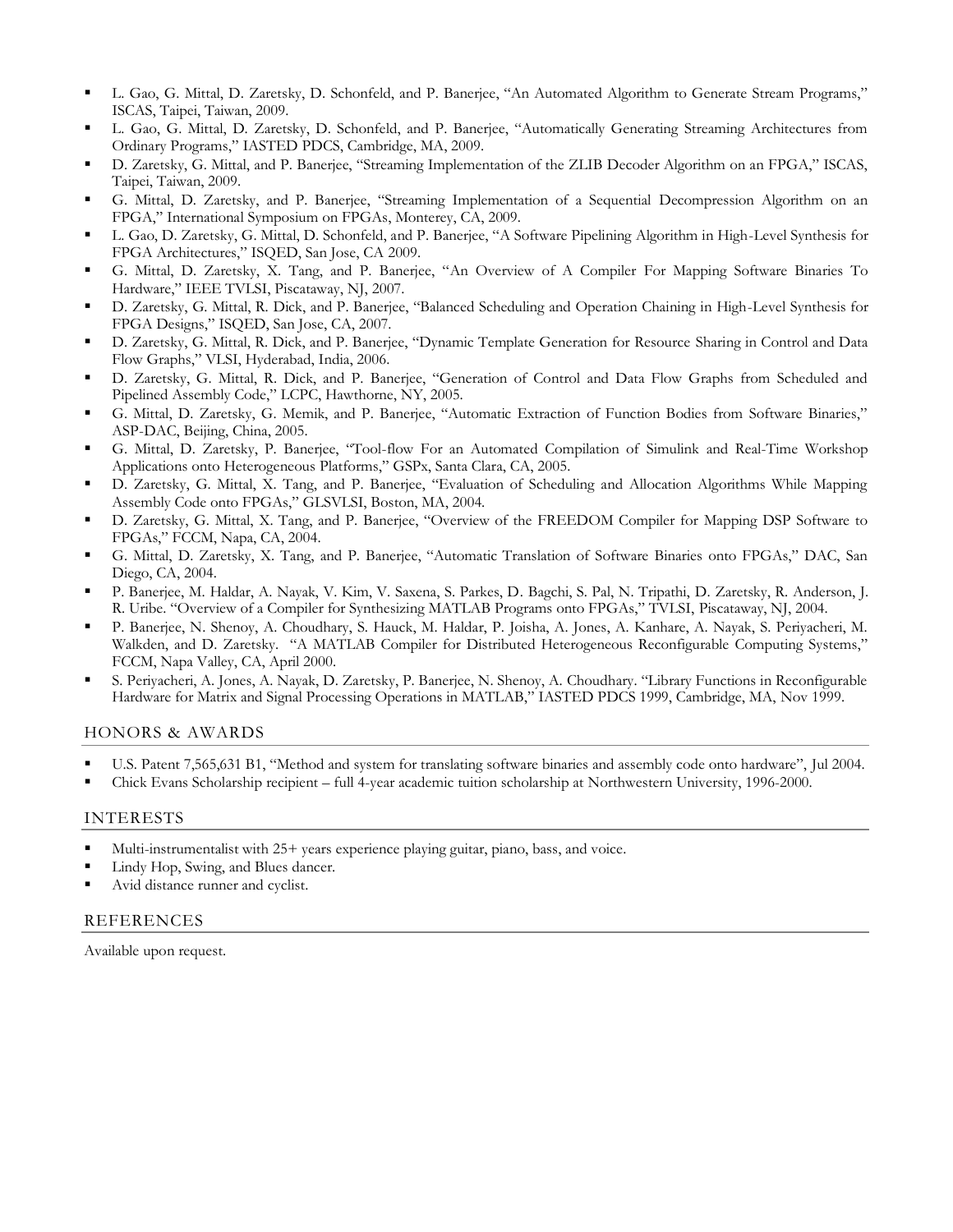- L. Gao, G. Mittal, D. Zaretsky, D. Schonfeld, and P. Banerjee, "An Automated Algorithm to Generate Stream Programs," ISCAS, Taipei, Taiwan, 2009.
- L. Gao, G. Mittal, D. Zaretsky, D. Schonfeld, and P. Banerjee, "Automatically Generating Streaming Architectures from Ordinary Programs," IASTED PDCS, Cambridge, MA, 2009.
- D. Zaretsky, G. Mittal, and P. Banerjee, "Streaming Implementation of the ZLIB Decoder Algorithm on an FPGA," ISCAS, Taipei, Taiwan, 2009.
- G. Mittal, D. Zaretsky, and P. Banerjee, "Streaming Implementation of a Sequential Decompression Algorithm on an FPGA," International Symposium on FPGAs, Monterey, CA, 2009.
- L. Gao, D. Zaretsky, G. Mittal, D. Schonfeld, and P. Banerjee, "A Software Pipelining Algorithm in High-Level Synthesis for FPGA Architectures," ISQED, San Jose, CA 2009.
- G. Mittal, D. Zaretsky, X. Tang, and P. Banerjee, "An Overview of A Compiler For Mapping Software Binaries To Hardware," IEEE TVLSI, Piscataway, NJ, 2007.
- D. Zaretsky, G. Mittal, R. Dick, and P. Banerjee, "Balanced Scheduling and Operation Chaining in High-Level Synthesis for FPGA Designs," ISQED, San Jose, CA, 2007.
- D. Zaretsky, G. Mittal, R. Dick, and P. Banerjee, "Dynamic Template Generation for Resource Sharing in Control and Data Flow Graphs," VLSI, Hyderabad, India, 2006.
- D. Zaretsky, G. Mittal, R. Dick, and P. Banerjee, "Generation of Control and Data Flow Graphs from Scheduled and Pipelined Assembly Code," LCPC, Hawthorne, NY, 2005.
- G. Mittal, D. Zaretsky, G. Memik, and P. Banerjee, "Automatic Extraction of Function Bodies from Software Binaries," ASP-DAC, Beijing, China, 2005.
- G. Mittal, D. Zaretsky, P. Banerjee, "Tool-flow For an Automated Compilation of Simulink and Real-Time Workshop Applications onto Heterogeneous Platforms," GSPx, Santa Clara, CA, 2005.
- D. Zaretsky, G. Mittal, X. Tang, and P. Banerjee, "Evaluation of Scheduling and Allocation Algorithms While Mapping Assembly Code onto FPGAs," GLSVLSI, Boston, MA, 2004.
- D. Zaretsky, G. Mittal, X. Tang, and P. Banerjee, "Overview of the FREEDOM Compiler for Mapping DSP Software to FPGAs," FCCM, Napa, CA, 2004.
- G. Mittal, D. Zaretsky, X. Tang, and P. Banerjee, "Automatic Translation of Software Binaries onto FPGAs," DAC, San Diego, CA, 2004.
- P. Banerjee, M. Haldar, A. Nayak, V. Kim, V. Saxena, S. Parkes, D. Bagchi, S. Pal, N. Tripathi, D. Zaretsky, R. Anderson, J. R. Uribe. "Overview of a Compiler for Synthesizing MATLAB Programs onto FPGAs," TVLSI, Piscataway, NJ, 2004.
- P. Banerjee, N. Shenoy, A. Choudhary, S. Hauck, M. Haldar, P. Joisha, A. Jones, A. Kanhare, A. Nayak, S. Periyacheri, M. Walkden, and D. Zaretsky. "A MATLAB Compiler for Distributed Heterogeneous Reconfigurable Computing Systems," FCCM, Napa Valley, CA, April 2000.
- S. Periyacheri, A. Jones, A. Nayak, D. Zaretsky, P. Banerjee, N. Shenoy, A. Choudhary. "Library Functions in Reconfigurable Hardware for Matrix and Signal Processing Operations in MATLAB," IASTED PDCS 1999, Cambridge, MA, Nov 1999.

## HONORS & AWARDS

- U.S. Patent 7,565,631 B1, "Method and system for translating software binaries and assembly code onto hardware", Jul 2004.
- Chick Evans Scholarship recipient – full 4-year academic tuition scholarship at Northwestern University, 1996-2000.

## INTERESTS

- Multi-instrumentalist with 25+ years experience playing guitar, piano, bass, and voice.
- Lindy Hop, Swing, and Blues dancer.
- Avid distance runner and cyclist.

## REFERENCES

Available upon request.